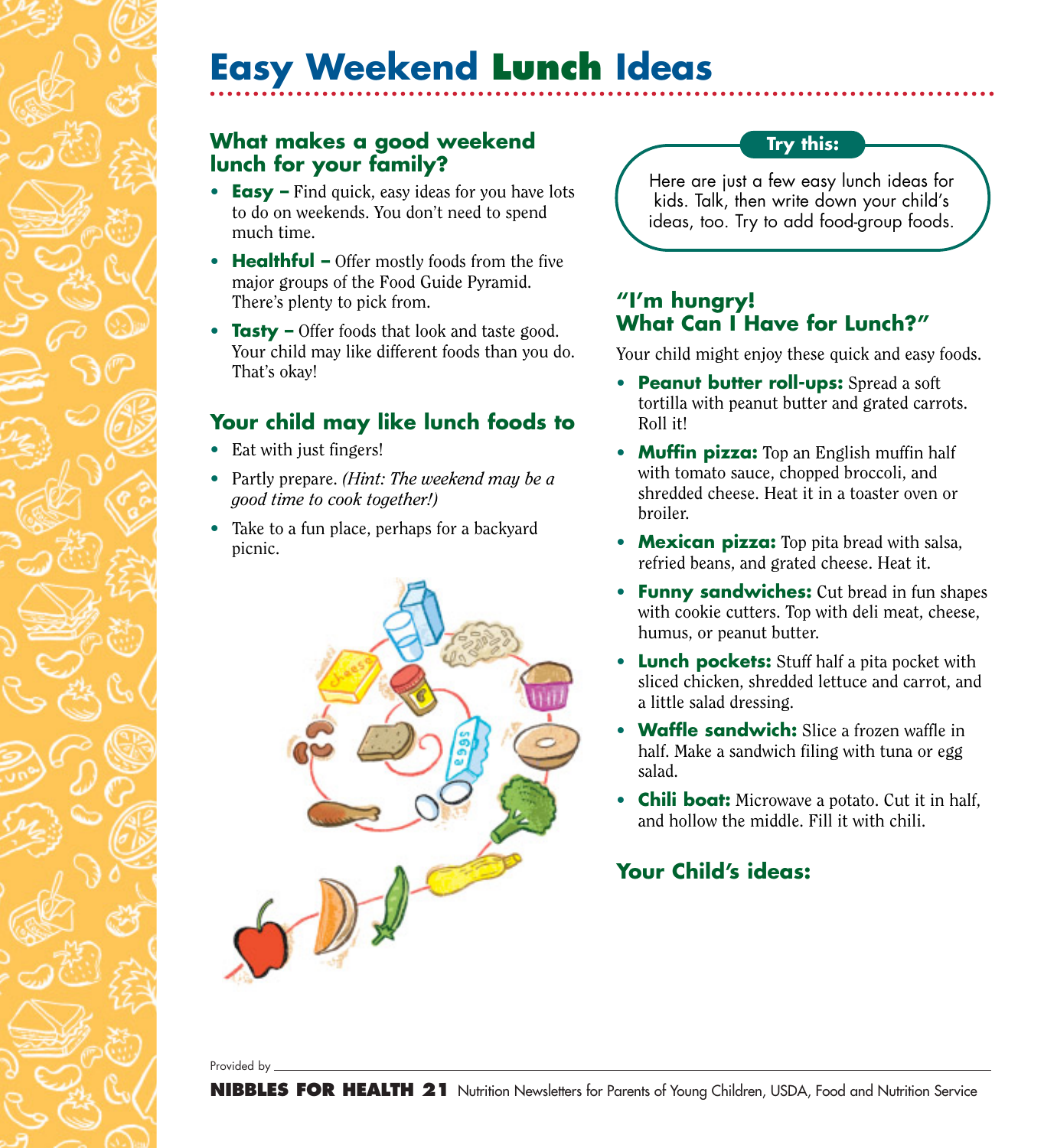# Easy Weekend Lunch Ideas

## What makes a good weekend lunch for your family?

- **Easy –** Find quick, easy ideas for you have lots to do on weekends. You don't need to spend much time.
- **Healthful –** Offer mostly foods from the five major groups of the Food Guide Pyramid. There's plenty to pick from.
- **Tasty –** Offer foods that look and taste good. Your child may like different foods than you do. That's okay!

## Your child may like lunch foods to

- Eat with just fingers!
- Partly prepare. *(Hint: The weekend may be a good time to cook together!)*
- Take to a fun place, perhaps for a backyard picnic.

**Try this:**

Here are just a few easy lunch ideas for kids. Talk, then write down your child's ideas, too. Try to add food-group foods.

## "I'm hungry! What Can I Have for Lunch?"

Your child might enjoy these quick and easy foods.

- **Peanut butter roll-ups:** Spread a soft tortilla with peanut butter and grated carrots. Roll it!
- **Muffin pizza:** Top an English muffin half with tomato sauce, chopped broccoli, and shredded cheese. Heat it in a toaster oven or broiler.
- **Mexican pizza:** Top pita bread with salsa, refried beans, and grated cheese. Heat it.
- **Funny sandwiches:** Cut bread in fun shapes with cookie cutters. Top with deli meat, cheese, humus, or peanut butter.
- **Lunch pockets:** Stuff half a pita pocket with sliced chicken, shredded lettuce and carrot, and a little salad dressing.
- **Waffle sandwich:** Slice a frozen waffle in half. Make a sandwich filing with tuna or egg salad.
- **Chili boat:** Microwave a potato. Cut it in half, and hollow the middle. Fill it with chili.

## Your Child's ideas:

Provided by \_\_\_\_\_\_\_\_\_\_\_\_\_\_\_\_\_\_\_\_\_\_\_\_\_\_\_\_\_\_

**NIBBLES FOR HEALTH 21** Nutrition Newsletters for Parents of Young Children, USDA, Food and Nutrition Service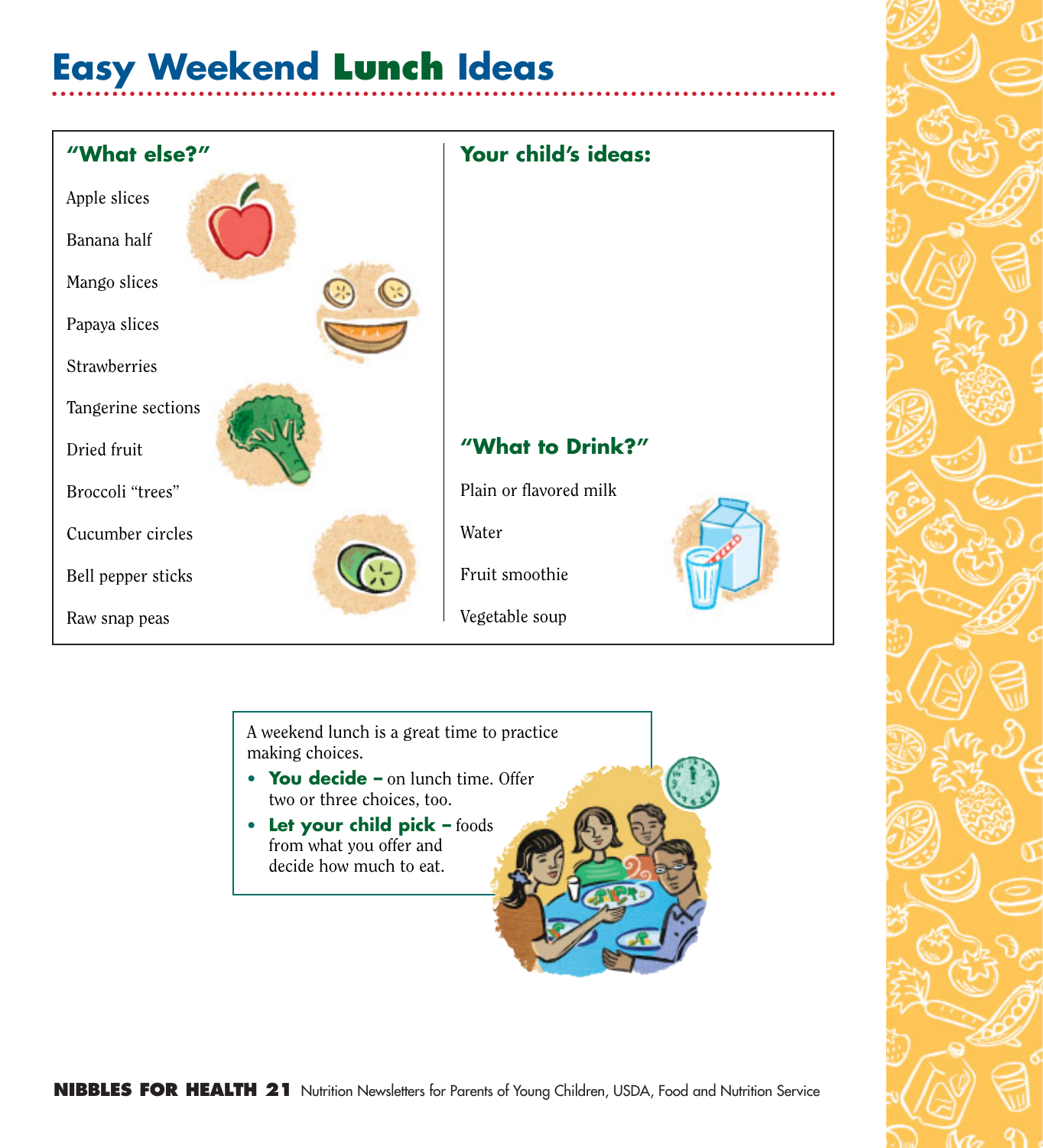# Easy Weekend Lunch Ideas

## "What else?"

Apple slices

Banana half

Mango slices

Papaya slices

Strawberries

Tangerine sections

Dried fruit

Broccoli "trees"

Cucumber circles

Bell pepper sticks

Raw snap peas

## Your child's ideas:

## "What to Drink?"

Plain or flavored milk

Water

Fruit smoothie

Vegetable soup

A weekend lunch is a great time to practice making choices.

- **You decide –** on lunch time. Offer two or three choices, too.
- **Let your child pick –** foods from what you offer and decide how much to eat.

**NIBBLES FOR HEALTH 21** Nutrition Newsletters for Parents of Young Children, USDA, Food and Nutrition Service